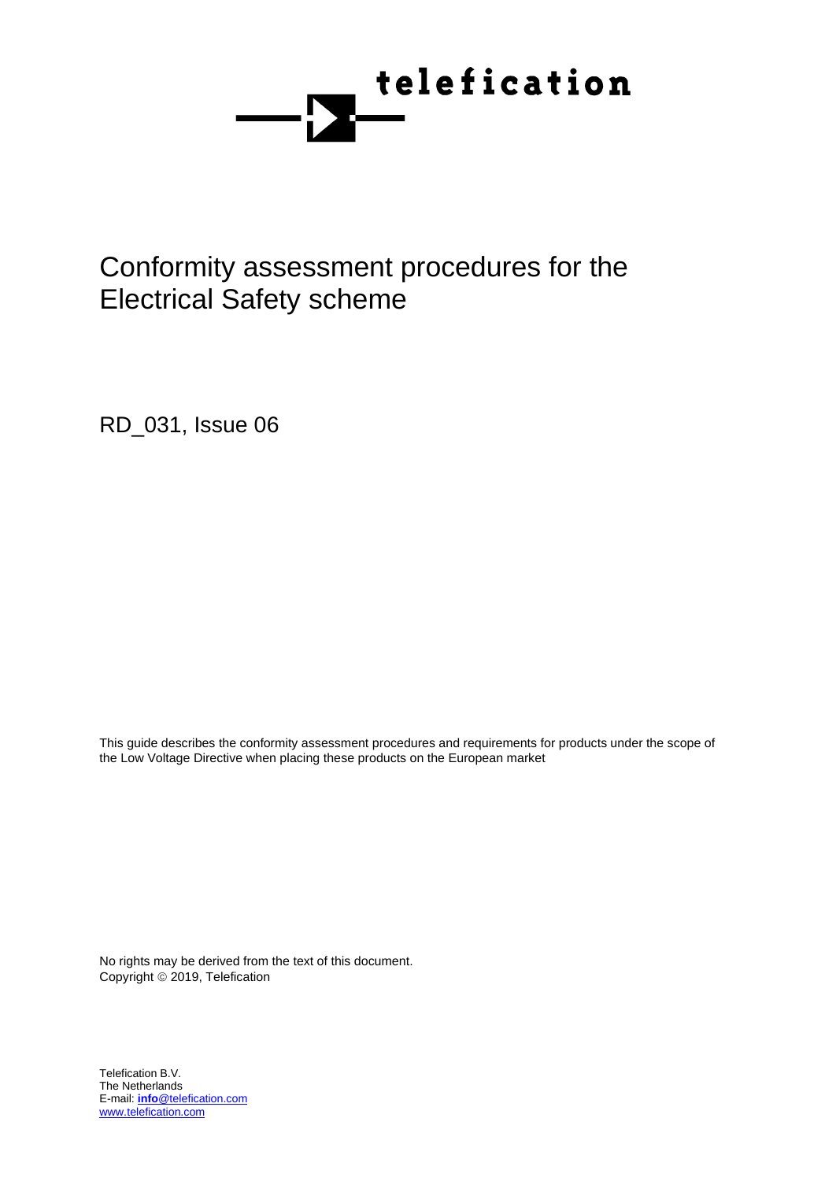telefication

# Conformity assessment procedures for the Electrical Safety scheme

RD_031, Issue 06

This guide describes the conformity assessment procedures and requirements for products under the scope of the Low Voltage Directive when placing these products on the European market

No rights may be derived from the text of this document.
Copyright © 2019, Telefication

Telefication B.V.
The Netherlands
E-mail: **info**@telefication.com
www.telefication.com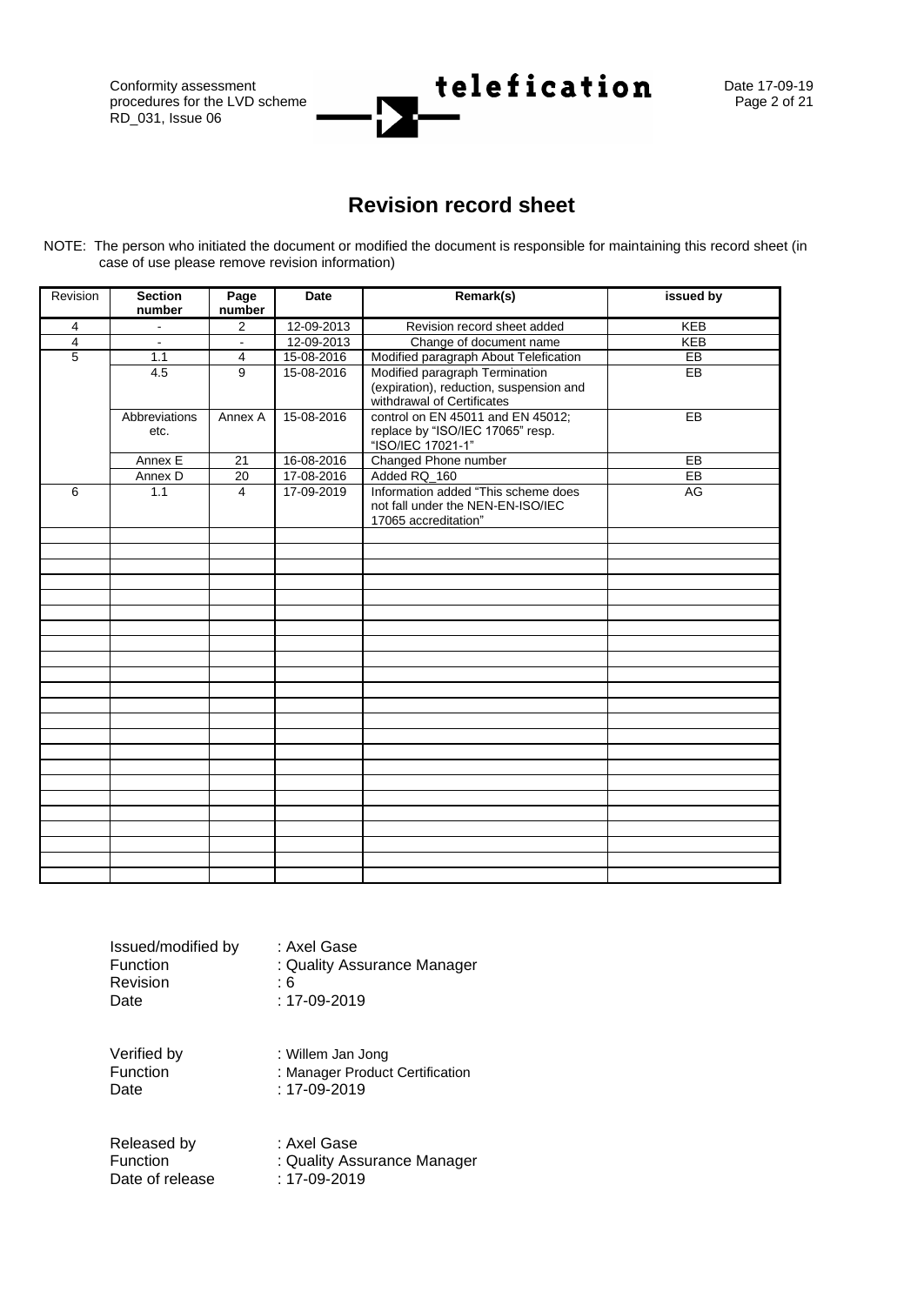# Revision record sheet

NOTE: The person who initiated the document or modified the document is responsible for maintaining this record sheet (in case of use please remove revision information)

| Revision | Section number | Page number | Date | Remark(s) | issued by |
|---|---|---|---|---|---|
| 4 | - | 2 | 12-09-2013 | Revision record sheet added | KEB |
| 4 | - | - | 12-09-2013 | Change of document name | KEB |
| 5 | 1.1 | 4 | 15-08-2016 | Modified paragraph About Telefication | EB |
| | 4.5 | 9 | 15-08-2016 | Modified paragraph Termination (expiration), reduction, suspension and withdrawal of Certificates | EB |
| | Abbreviations etc. | Annex A | 15-08-2016 | control on EN 45011 and EN 45012; replace by "ISO/IEC 17065" resp. "ISO/IEC 17021-1" | EB |
| | Annex E | 21 | 16-08-2016 | Changed Phone number | EB |
| | Annex D | 20 | 17-08-2016 | Added RQ_160 | EB |
| 6 | 1.1 | 4 | 17-09-2019 | Information added "This scheme does not fall under the NEN-EN-ISO/IEC 17065 accreditation" | AG |
| | | | | | |
| | | | | | |
| | | | | | |
| | | | | | |
| | | | | | |
| | | | | | |
| | | | | | |
| | | | | | |
| | | | | | |
| | | | | | |
| | | | | | |
| | | | | | |
| | | | | | |
| | | | | | |
| | | | | | |
| | | | | | |
| | | | | | |
| | | | | | |
| | | | | | |
| | | | | | |
| | | | | | |
| | | | | | |

Issued/modified by : Axel Gase
Function : Quality Assurance Manager
Revision : 6
Date : 17-09-2019

Verified by : Willem Jan Jong
Function : Manager Product Certification
Date : 17-09-2019

Released by : Axel Gase
Function : Quality Assurance Manager
Date of release : 17-09-2019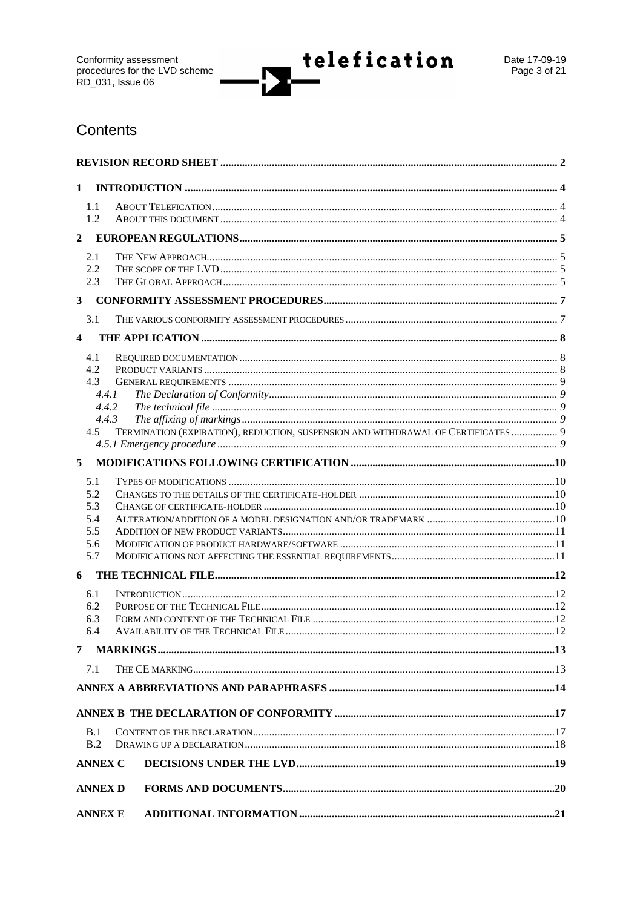# Contents

REVISION RECORD SHEET ........ 2

1 INTRODUCTION ........ 4
- 1.1 About Telefication ........ 4
- 1.2 About this document ........ 4

2 EUROPEAN REGULATIONS ........ 5
- 2.1 The New Approach ........ 5
- 2.2 The scope of the LVD ........ 5
- 2.3 The Global Approach ........ 5

3 CONFORMITY ASSESSMENT PROCEDURES ........ 7
- 3.1 The various conformity assessment procedures ........ 7

4 THE APPLICATION ........ 8
- 4.1 Required documentation ........ 8
- 4.2 Product variants ........ 8
- 4.3 General requirements ........ 9
  - 4.4.1 *The Declaration of Conformity* ........ 9
  - 4.4.2 *The technical file* ........ 9
  - 4.4.3 *The affixing of markings* ........ 9
- 4.5 Termination (expiration), reduction, suspension and withdrawal of Certificates ........ 9
  - *4.5.1 Emergency procedure* ........ 9

5 MODIFICATIONS FOLLOWING CERTIFICATION ........ 10
- 5.1 Types of modifications ........ 10
- 5.2 Changes to the details of the certificate-holder ........ 10
- 5.3 Change of certificate-holder ........ 10
- 5.4 Alteration/addition of a model designation and/or trademark ........ 10
- 5.5 Addition of new product variants ........ 11
- 5.6 Modification of product hardware/software ........ 11
- 5.7 Modifications not affecting the essential requirements ........ 11

6 THE TECHNICAL FILE ........ 12
- 6.1 Introduction ........ 12
- 6.2 Purpose of the Technical File ........ 12
- 6.3 Form and content of the Technical File ........ 12
- 6.4 Availability of the Technical File ........ 12

7 MARKINGS ........ 13
- 7.1 The CE marking ........ 13

ANNEX A ABBREVIATIONS AND PARAPHRASES ........ 14

ANNEX B THE DECLARATION OF CONFORMITY ........ 17
- B.1 Content of the declaration ........ 17
- B.2 Drawing up a declaration ........ 18

ANNEX C DECISIONS UNDER THE LVD ........ 19

ANNEX D FORMS AND DOCUMENTS ........ 20

ANNEX E ADDITIONAL INFORMATION ........ 21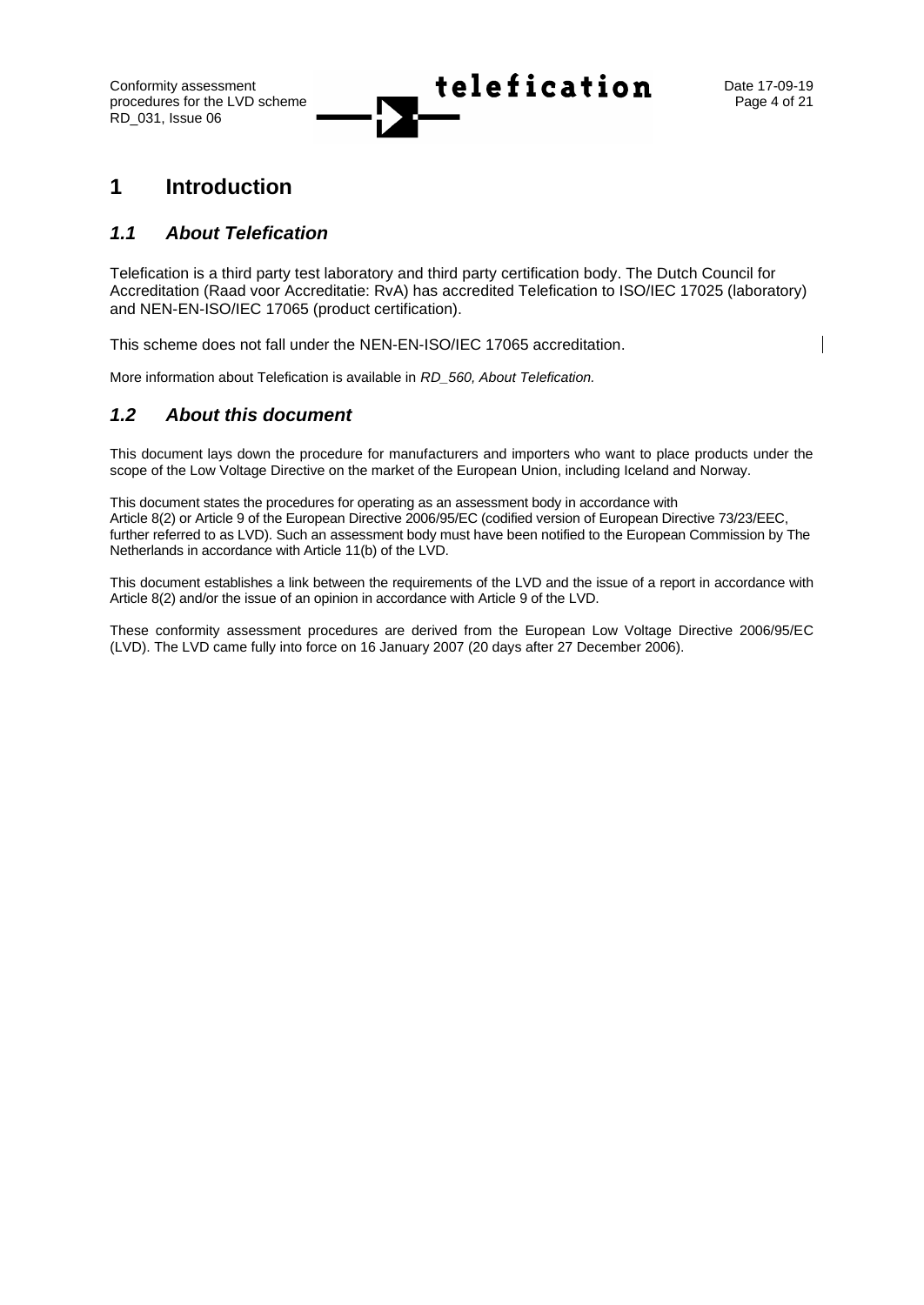# 1 Introduction

## *1.1 About Telefication*

Telefication is a third party test laboratory and third party certification body. The Dutch Council for Accreditation (Raad voor Accreditatie: RvA) has accredited Telefication to ISO/IEC 17025 (laboratory) and NEN-EN-ISO/IEC 17065 (product certification).

This scheme does not fall under the NEN-EN-ISO/IEC 17065 accreditation.

More information about Telefication is available in *RD_560, About Telefication.*

## *1.2 About this document*

This document lays down the procedure for manufacturers and importers who want to place products under the scope of the Low Voltage Directive on the market of the European Union, including Iceland and Norway.

This document states the procedures for operating as an assessment body in accordance with Article 8(2) or Article 9 of the European Directive 2006/95/EC (codified version of European Directive 73/23/EEC, further referred to as LVD). Such an assessment body must have been notified to the European Commission by The Netherlands in accordance with Article 11(b) of the LVD.

This document establishes a link between the requirements of the LVD and the issue of a report in accordance with Article 8(2) and/or the issue of an opinion in accordance with Article 9 of the LVD.

These conformity assessment procedures are derived from the European Low Voltage Directive 2006/95/EC (LVD). The LVD came fully into force on 16 January 2007 (20 days after 27 December 2006).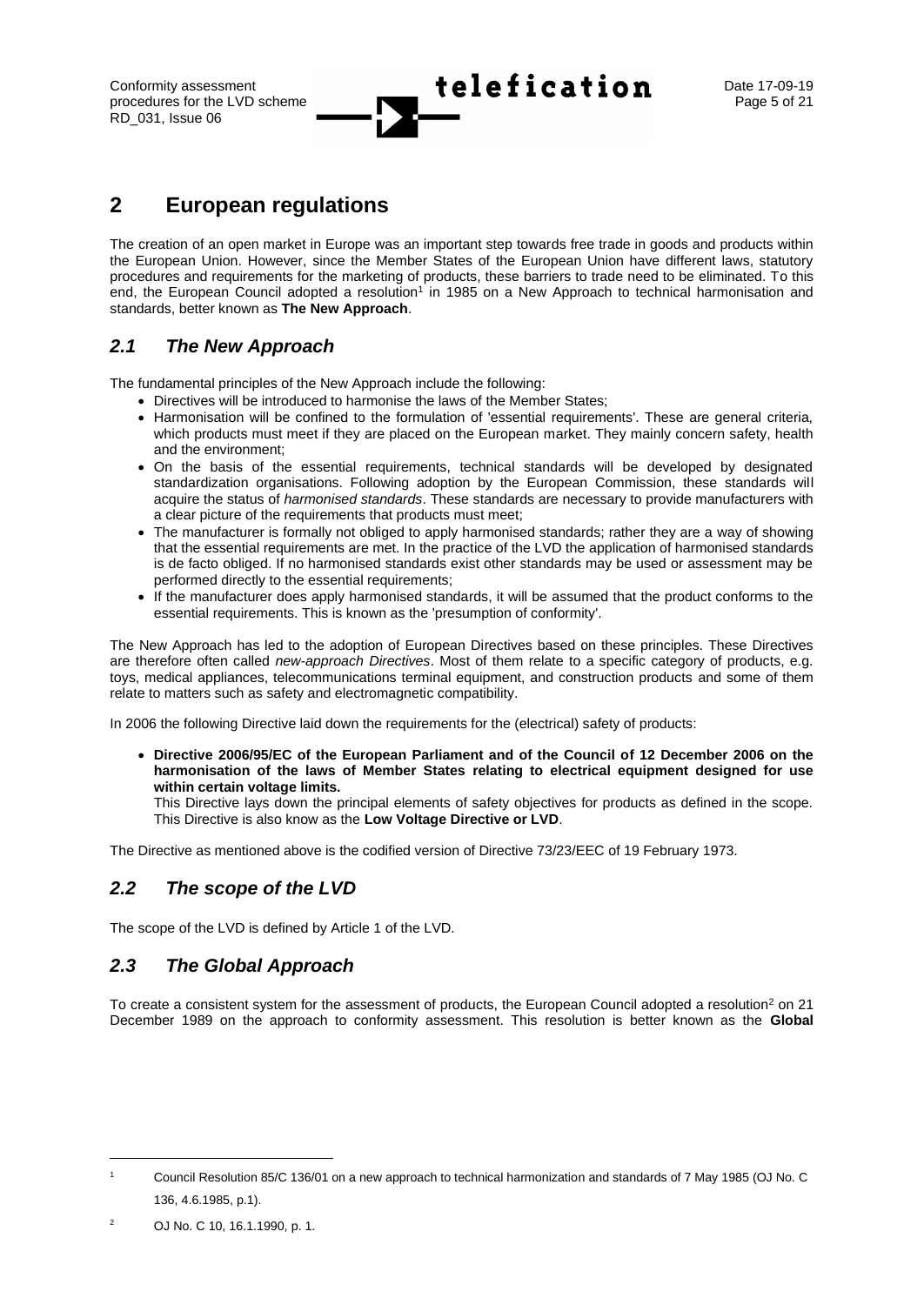# 2 European regulations

The creation of an open market in Europe was an important step towards free trade in goods and products within the European Union. However, since the Member States of the European Union have different laws, statutory procedures and requirements for the marketing of products, these barriers to trade need to be eliminated. To this end, the European Council adopted a resolution[1] in 1985 on a New Approach to technical harmonisation and standards, better known as **The New Approach**.

## *2.1 The New Approach*

The fundamental principles of the New Approach include the following:

- Directives will be introduced to harmonise the laws of the Member States;
- Harmonisation will be confined to the formulation of 'essential requirements'. These are general criteria, which products must meet if they are placed on the European market. They mainly concern safety, health and the environment;
- On the basis of the essential requirements, technical standards will be developed by designated standardization organisations. Following adoption by the European Commission, these standards will acquire the status of *harmonised standards*. These standards are necessary to provide manufacturers with a clear picture of the requirements that products must meet;
- The manufacturer is formally not obliged to apply harmonised standards; rather they are a way of showing that the essential requirements are met. In the practice of the LVD the application of harmonised standards is de facto obliged. If no harmonised standards exist other standards may be used or assessment may be performed directly to the essential requirements;
- If the manufacturer does apply harmonised standards, it will be assumed that the product conforms to the essential requirements. This is known as the 'presumption of conformity'.

The New Approach has led to the adoption of European Directives based on these principles. These Directives are therefore often called *new-approach Directives*. Most of them relate to a specific category of products, e.g. toys, medical appliances, telecommunications terminal equipment, and construction products and some of them relate to matters such as safety and electromagnetic compatibility.

In 2006 the following Directive laid down the requirements for the (electrical) safety of products:

- **Directive 2006/95/EC of the European Parliament and of the Council of 12 December 2006 on the harmonisation of the laws of Member States relating to electrical equipment designed for use within certain voltage limits.**
  This Directive lays down the principal elements of safety objectives for products as defined in the scope. This Directive is also know as the **Low Voltage Directive or LVD**.

The Directive as mentioned above is the codified version of Directive 73/23/EEC of 19 February 1973.

## *2.2 The scope of the LVD*

The scope of the LVD is defined by Article 1 of the LVD.

## *2.3 The Global Approach*

To create a consistent system for the assessment of products, the European Council adopted a resolution[2] on 21 December 1989 on the approach to conformity assessment. This resolution is better known as the **Global**

---

[1] Council Resolution 85/C 136/01 on a new approach to technical harmonization and standards of 7 May 1985 (OJ No. C 136, 4.6.1985, p.1).

[2] OJ No. C 10, 16.1.1990, p. 1.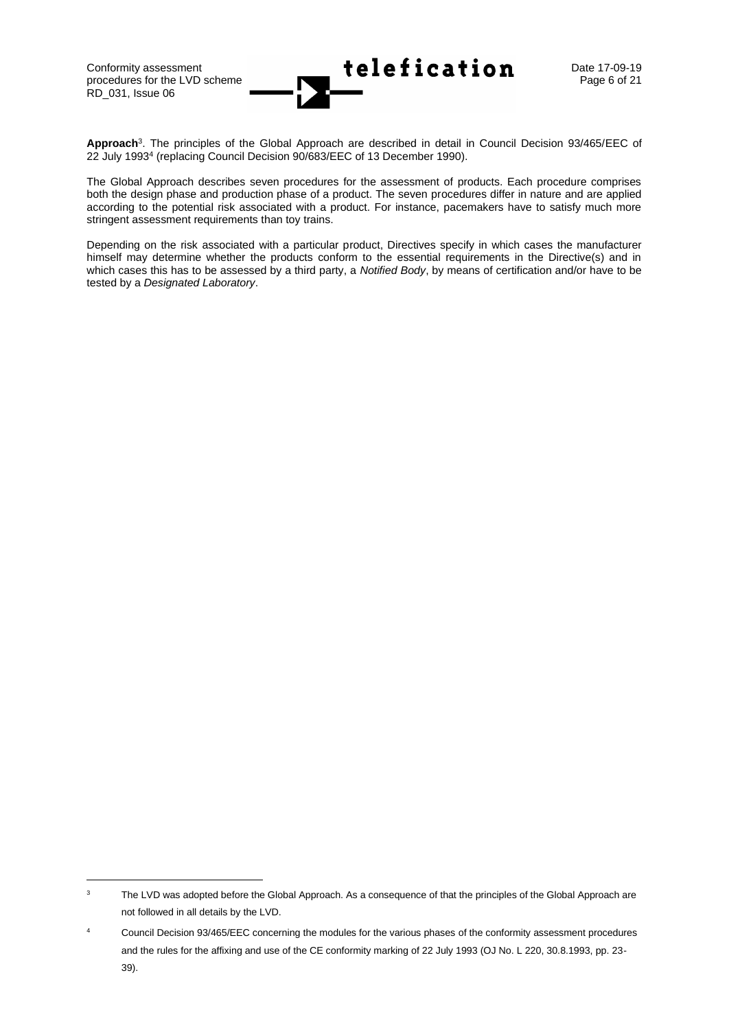**Approach**[3]. The principles of the Global Approach are described in detail in Council Decision 93/465/EEC of 22 July 1993[4] (replacing Council Decision 90/683/EEC of 13 December 1990).

The Global Approach describes seven procedures for the assessment of products. Each procedure comprises both the design phase and production phase of a product. The seven procedures differ in nature and are applied according to the potential risk associated with a product. For instance, pacemakers have to satisfy much more stringent assessment requirements than toy trains.

Depending on the risk associated with a particular product, Directives specify in which cases the manufacturer himself may determine whether the products conform to the essential requirements in the Directive(s) and in which cases this has to be assessed by a third party, a *Notified Body*, by means of certification and/or have to be tested by a *Designated Laboratory*.

---

[3] The LVD was adopted before the Global Approach. As a consequence of that the principles of the Global Approach are not followed in all details by the LVD.

[4] Council Decision 93/465/EEC concerning the modules for the various phases of the conformity assessment procedures and the rules for the affixing and use of the CE conformity marking of 22 July 1993 (OJ No. L 220, 30.8.1993, pp. 23-39).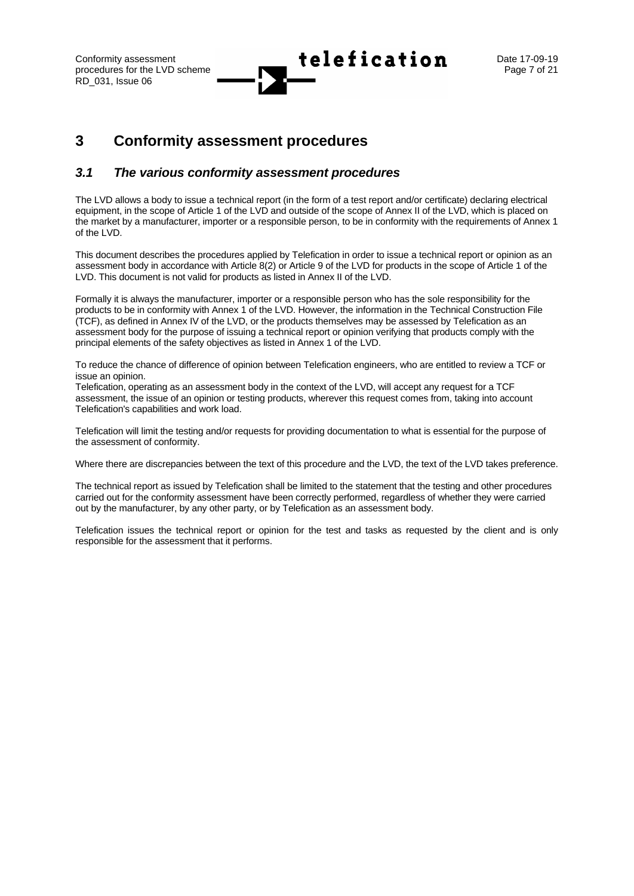# 3 Conformity assessment procedures

## *3.1 The various conformity assessment procedures*

The LVD allows a body to issue a technical report (in the form of a test report and/or certificate) declaring electrical equipment, in the scope of Article 1 of the LVD and outside of the scope of Annex II of the LVD, which is placed on the market by a manufacturer, importer or a responsible person, to be in conformity with the requirements of Annex 1 of the LVD.

This document describes the procedures applied by Telefication in order to issue a technical report or opinion as an assessment body in accordance with Article 8(2) or Article 9 of the LVD for products in the scope of Article 1 of the LVD. This document is not valid for products as listed in Annex II of the LVD.

Formally it is always the manufacturer, importer or a responsible person who has the sole responsibility for the products to be in conformity with Annex 1 of the LVD. However, the information in the Technical Construction File (TCF), as defined in Annex IV of the LVD, or the products themselves may be assessed by Telefication as an assessment body for the purpose of issuing a technical report or opinion verifying that products comply with the principal elements of the safety objectives as listed in Annex 1 of the LVD.

To reduce the chance of difference of opinion between Telefication engineers, who are entitled to review a TCF or issue an opinion.
Telefication, operating as an assessment body in the context of the LVD, will accept any request for a TCF assessment, the issue of an opinion or testing products, wherever this request comes from, taking into account Telefication's capabilities and work load.

Telefication will limit the testing and/or requests for providing documentation to what is essential for the purpose of the assessment of conformity.

Where there are discrepancies between the text of this procedure and the LVD, the text of the LVD takes preference.

The technical report as issued by Telefication shall be limited to the statement that the testing and other procedures carried out for the conformity assessment have been correctly performed, regardless of whether they were carried out by the manufacturer, by any other party, or by Telefication as an assessment body.

Telefication issues the technical report or opinion for the test and tasks as requested by the client and is only responsible for the assessment that it performs.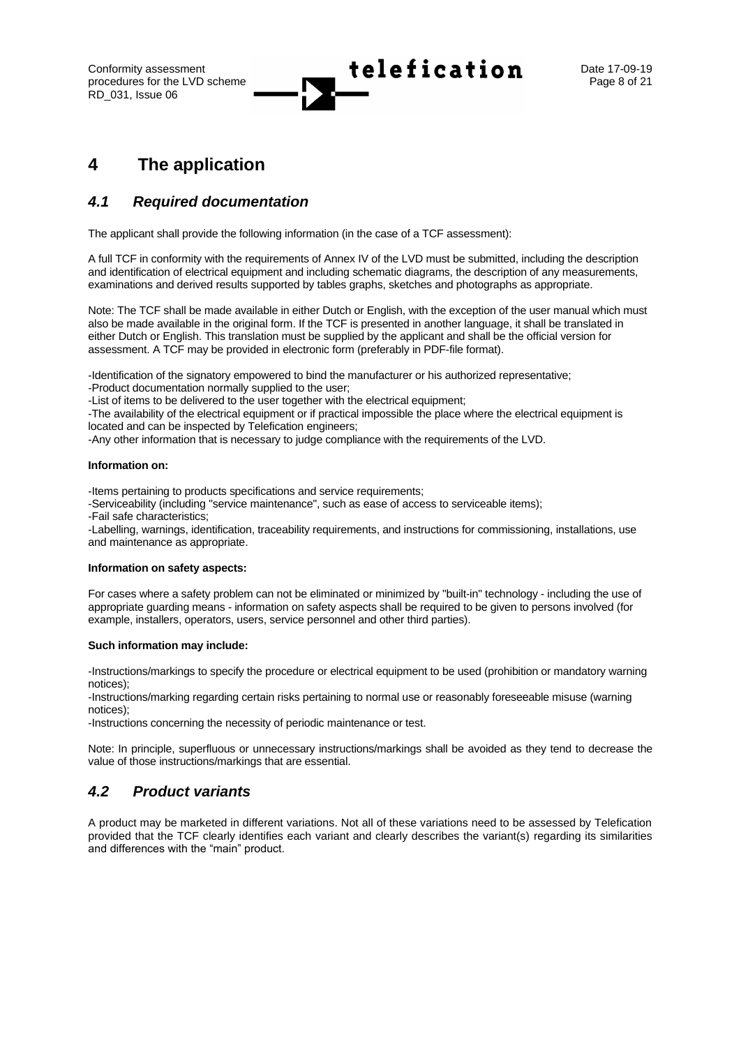# 4 The application

## *4.1 Required documentation*

The applicant shall provide the following information (in the case of a TCF assessment):

A full TCF in conformity with the requirements of Annex IV of the LVD must be submitted, including the description and identification of electrical equipment and including schematic diagrams, the description of any measurements, examinations and derived results supported by tables graphs, sketches and photographs as appropriate.

Note: The TCF shall be made available in either Dutch or English, with the exception of the user manual which must also be made available in the original form. If the TCF is presented in another language, it shall be translated in either Dutch or English. This translation must be supplied by the applicant and shall be the official version for assessment. A TCF may be provided in electronic form (preferably in PDF-file format).

-Identification of the signatory empowered to bind the manufacturer or his authorized representative;
-Product documentation normally supplied to the user;
-List of items to be delivered to the user together with the electrical equipment;
-The availability of the electrical equipment or if practical impossible the place where the electrical equipment is located and can be inspected by Telefication engineers;
-Any other information that is necessary to judge compliance with the requirements of the LVD.

**Information on:**

-Items pertaining to products specifications and service requirements;
-Serviceability (including "service maintenance", such as ease of access to serviceable items);
-Fail safe characteristics;
-Labelling, warnings, identification, traceability requirements, and instructions for commissioning, installations, use and maintenance as appropriate.

**Information on safety aspects:**

For cases where a safety problem can not be eliminated or minimized by "built-in" technology - including the use of appropriate guarding means - information on safety aspects shall be required to be given to persons involved (for example, installers, operators, users, service personnel and other third parties).

**Such information may include:**

-Instructions/markings to specify the procedure or electrical equipment to be used (prohibition or mandatory warning notices);
-Instructions/marking regarding certain risks pertaining to normal use or reasonably foreseeable misuse (warning notices);
-Instructions concerning the necessity of periodic maintenance or test.

Note: In principle, superfluous or unnecessary instructions/markings shall be avoided as they tend to decrease the value of those instructions/markings that are essential.

## *4.2 Product variants*

A product may be marketed in different variations. Not all of these variations need to be assessed by Telefication provided that the TCF clearly identifies each variant and clearly describes the variant(s) regarding its similarities and differences with the "main" product.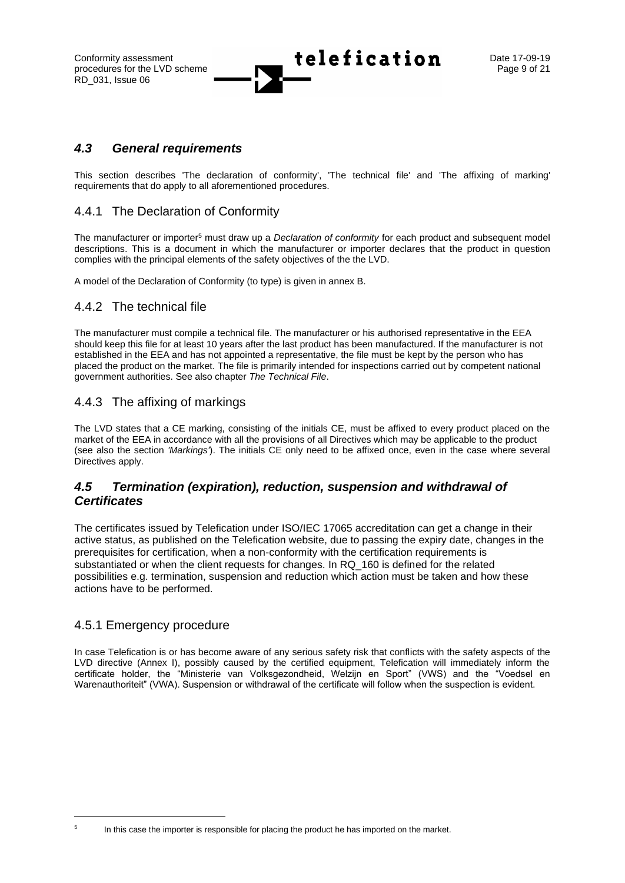## *4.3 General requirements*

This section describes 'The declaration of conformity', 'The technical file' and 'The affixing of marking' requirements that do apply to all aforementioned procedures.

### 4.4.1 The Declaration of Conformity

The manufacturer or importer[5] must draw up a *Declaration of conformity* for each product and subsequent model descriptions. This is a document in which the manufacturer or importer declares that the product in question complies with the principal elements of the safety objectives of the the LVD.

A model of the Declaration of Conformity (to type) is given in annex B.

### 4.4.2 The technical file

The manufacturer must compile a technical file. The manufacturer or his authorised representative in the EEA should keep this file for at least 10 years after the last product has been manufactured. If the manufacturer is not established in the EEA and has not appointed a representative, the file must be kept by the person who has placed the product on the market. The file is primarily intended for inspections carried out by competent national government authorities. See also chapter *The Technical File*.

### 4.4.3 The affixing of markings

The LVD states that a CE marking, consisting of the initials CE, must be affixed to every product placed on the market of the EEA in accordance with all the provisions of all Directives which may be applicable to the product (see also the section *'Markings'*). The initials CE only need to be affixed once, even in the case where several Directives apply.

## *4.5 Termination (expiration), reduction, suspension and withdrawal of Certificates*

The certificates issued by Telefication under ISO/IEC 17065 accreditation can get a change in their active status, as published on the Telefication website, due to passing the expiry date, changes in the prerequisites for certification, when a non-conformity with the certification requirements is substantiated or when the client requests for changes. In RQ_160 is defined for the related possibilities e.g. termination, suspension and reduction which action must be taken and how these actions have to be performed.

### 4.5.1 Emergency procedure

In case Telefication is or has become aware of any serious safety risk that conflicts with the safety aspects of the LVD directive (Annex I), possibly caused by the certified equipment, Telefication will immediately inform the certificate holder, the "Ministerie van Volksgezondheid, Welzijn en Sport" (VWS) and the "Voedsel en Warenauthoriteit" (VWA). Suspension or withdrawal of the certificate will follow when the suspection is evident.

---

[5] In this case the importer is responsible for placing the product he has imported on the market.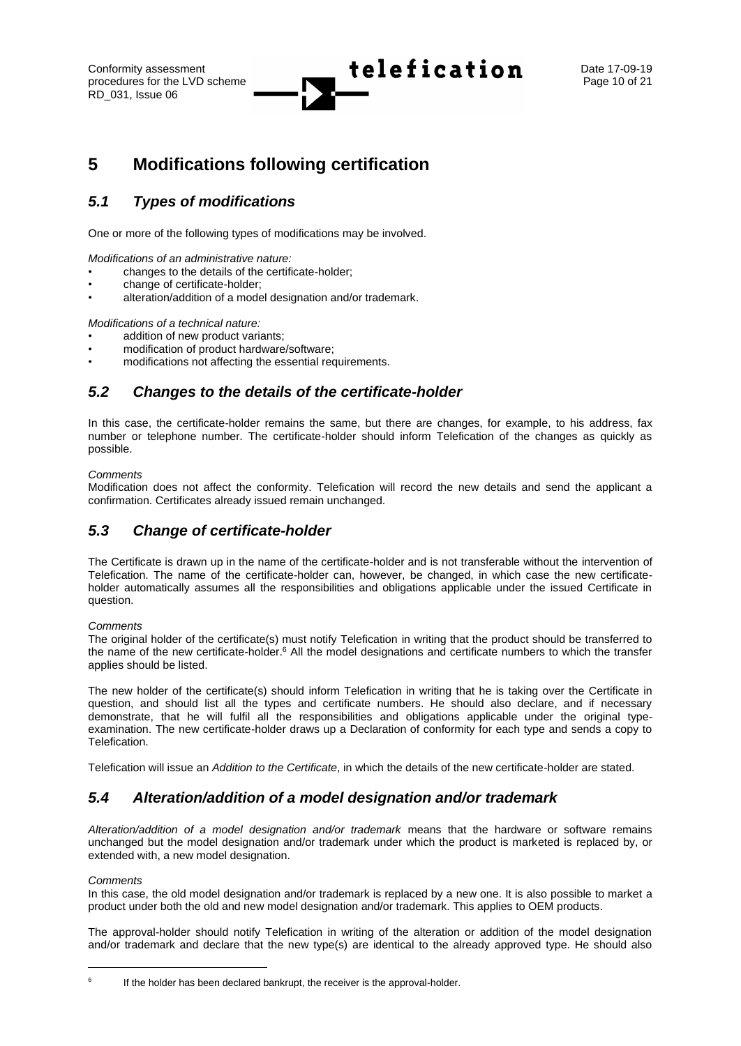# 5 Modifications following certification

## *5.1 Types of modifications*

One or more of the following types of modifications may be involved.

*Modifications of an administrative nature:*

- changes to the details of the certificate-holder;
- change of certificate-holder;
- alteration/addition of a model designation and/or trademark.

*Modifications of a technical nature:*

- addition of new product variants;
- modification of product hardware/software;
- modifications not affecting the essential requirements.

## *5.2 Changes to the details of the certificate-holder*

In this case, the certificate-holder remains the same, but there are changes, for example, to his address, fax number or telephone number. The certificate-holder should inform Telefication of the changes as quickly as possible.

*Comments*
Modification does not affect the conformity. Telefication will record the new details and send the applicant a confirmation. Certificates already issued remain unchanged.

## *5.3 Change of certificate-holder*

The Certificate is drawn up in the name of the certificate-holder and is not transferable without the intervention of Telefication. The name of the certificate-holder can, however, be changed, in which case the new certificate-holder automatically assumes all the responsibilities and obligations applicable under the issued Certificate in question.

*Comments*
The original holder of the certificate(s) must notify Telefication in writing that the product should be transferred to the name of the new certificate-holder.[6] All the model designations and certificate numbers to which the transfer applies should be listed.

The new holder of the certificate(s) should inform Telefication in writing that he is taking over the Certificate in question, and should list all the types and certificate numbers. He should also declare, and if necessary demonstrate, that he will fulfil all the responsibilities and obligations applicable under the original type-examination. The new certificate-holder draws up a Declaration of conformity for each type and sends a copy to Telefication.

Telefication will issue an *Addition to the Certificate*, in which the details of the new certificate-holder are stated.

## *5.4 Alteration/addition of a model designation and/or trademark*

*Alteration/addition of a model designation and/or trademark* means that the hardware or software remains unchanged but the model designation and/or trademark under which the product is marketed is replaced by, or extended with, a new model designation.

*Comments*
In this case, the old model designation and/or trademark is replaced by a new one. It is also possible to market a product under both the old and new model designation and/or trademark. This applies to OEM products.

The approval-holder should notify Telefication in writing of the alteration or addition of the model designation and/or trademark and declare that the new type(s) are identical to the already approved type. He should also

---

[6] If the holder has been declared bankrupt, the receiver is the approval-holder.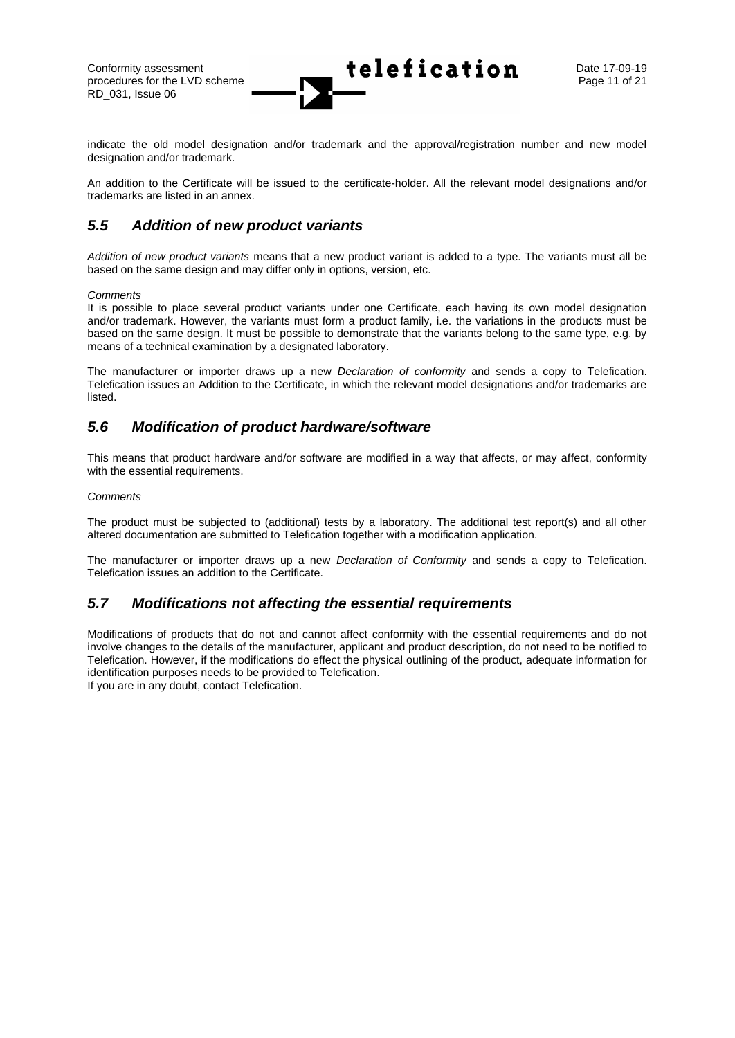indicate the old model designation and/or trademark and the approval/registration number and new model designation and/or trademark.

An addition to the Certificate will be issued to the certificate-holder. All the relevant model designations and/or trademarks are listed in an annex.

## *5.5 Addition of new product variants*

*Addition of new product variants* means that a new product variant is added to a type. The variants must all be based on the same design and may differ only in options, version, etc.

*Comments*

It is possible to place several product variants under one Certificate, each having its own model designation and/or trademark. However, the variants must form a product family, i.e. the variations in the products must be based on the same design. It must be possible to demonstrate that the variants belong to the same type, e.g. by means of a technical examination by a designated laboratory.

The manufacturer or importer draws up a new *Declaration of conformity* and sends a copy to Telefication. Telefication issues an Addition to the Certificate, in which the relevant model designations and/or trademarks are listed.

## *5.6 Modification of product hardware/software*

This means that product hardware and/or software are modified in a way that affects, or may affect, conformity with the essential requirements.

*Comments*

The product must be subjected to (additional) tests by a laboratory. The additional test report(s) and all other altered documentation are submitted to Telefication together with a modification application.

The manufacturer or importer draws up a new *Declaration of Conformity* and sends a copy to Telefication. Telefication issues an addition to the Certificate.

## *5.7 Modifications not affecting the essential requirements*

Modifications of products that do not and cannot affect conformity with the essential requirements and do not involve changes to the details of the manufacturer, applicant and product description, do not need to be notified to Telefication. However, if the modifications do effect the physical outlining of the product, adequate information for identification purposes needs to be provided to Telefication.
If you are in any doubt, contact Telefication.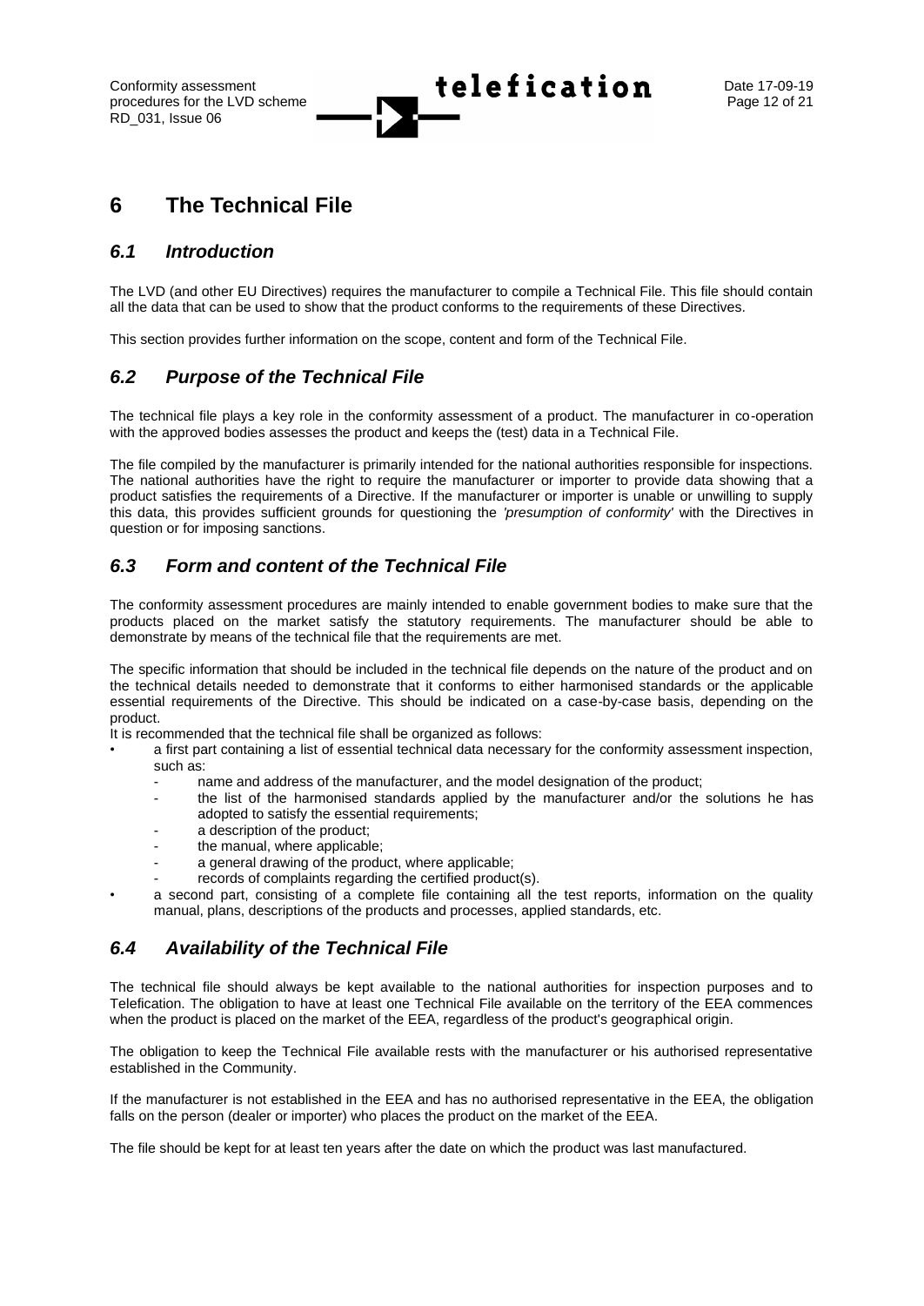# 6 The Technical File

## *6.1 Introduction*

The LVD (and other EU Directives) requires the manufacturer to compile a Technical File. This file should contain all the data that can be used to show that the product conforms to the requirements of these Directives.

This section provides further information on the scope, content and form of the Technical File.

## *6.2 Purpose of the Technical File*

The technical file plays a key role in the conformity assessment of a product. The manufacturer in co-operation with the approved bodies assesses the product and keeps the (test) data in a Technical File.

The file compiled by the manufacturer is primarily intended for the national authorities responsible for inspections. The national authorities have the right to require the manufacturer or importer to provide data showing that a product satisfies the requirements of a Directive. If the manufacturer or importer is unable or unwilling to supply this data, this provides sufficient grounds for questioning the *'presumption of conformity'* with the Directives in question or for imposing sanctions.

## *6.3 Form and content of the Technical File*

The conformity assessment procedures are mainly intended to enable government bodies to make sure that the products placed on the market satisfy the statutory requirements. The manufacturer should be able to demonstrate by means of the technical file that the requirements are met.

The specific information that should be included in the technical file depends on the nature of the product and on the technical details needed to demonstrate that it conforms to either harmonised standards or the applicable essential requirements of the Directive. This should be indicated on a case-by-case basis, depending on the product.

It is recommended that the technical file shall be organized as follows:

- a first part containing a list of essential technical data necessary for the conformity assessment inspection, such as:
  - name and address of the manufacturer, and the model designation of the product;
  - the list of the harmonised standards applied by the manufacturer and/or the solutions he has adopted to satisfy the essential requirements;
  - a description of the product;
  - the manual, where applicable;
  - a general drawing of the product, where applicable;
  - records of complaints regarding the certified product(s).
- a second part, consisting of a complete file containing all the test reports, information on the quality manual, plans, descriptions of the products and processes, applied standards, etc.

## *6.4 Availability of the Technical File*

The technical file should always be kept available to the national authorities for inspection purposes and to Telefication. The obligation to have at least one Technical File available on the territory of the EEA commences when the product is placed on the market of the EEA, regardless of the product's geographical origin.

The obligation to keep the Technical File available rests with the manufacturer or his authorised representative established in the Community.

If the manufacturer is not established in the EEA and has no authorised representative in the EEA, the obligation falls on the person (dealer or importer) who places the product on the market of the EEA.

The file should be kept for at least ten years after the date on which the product was last manufactured.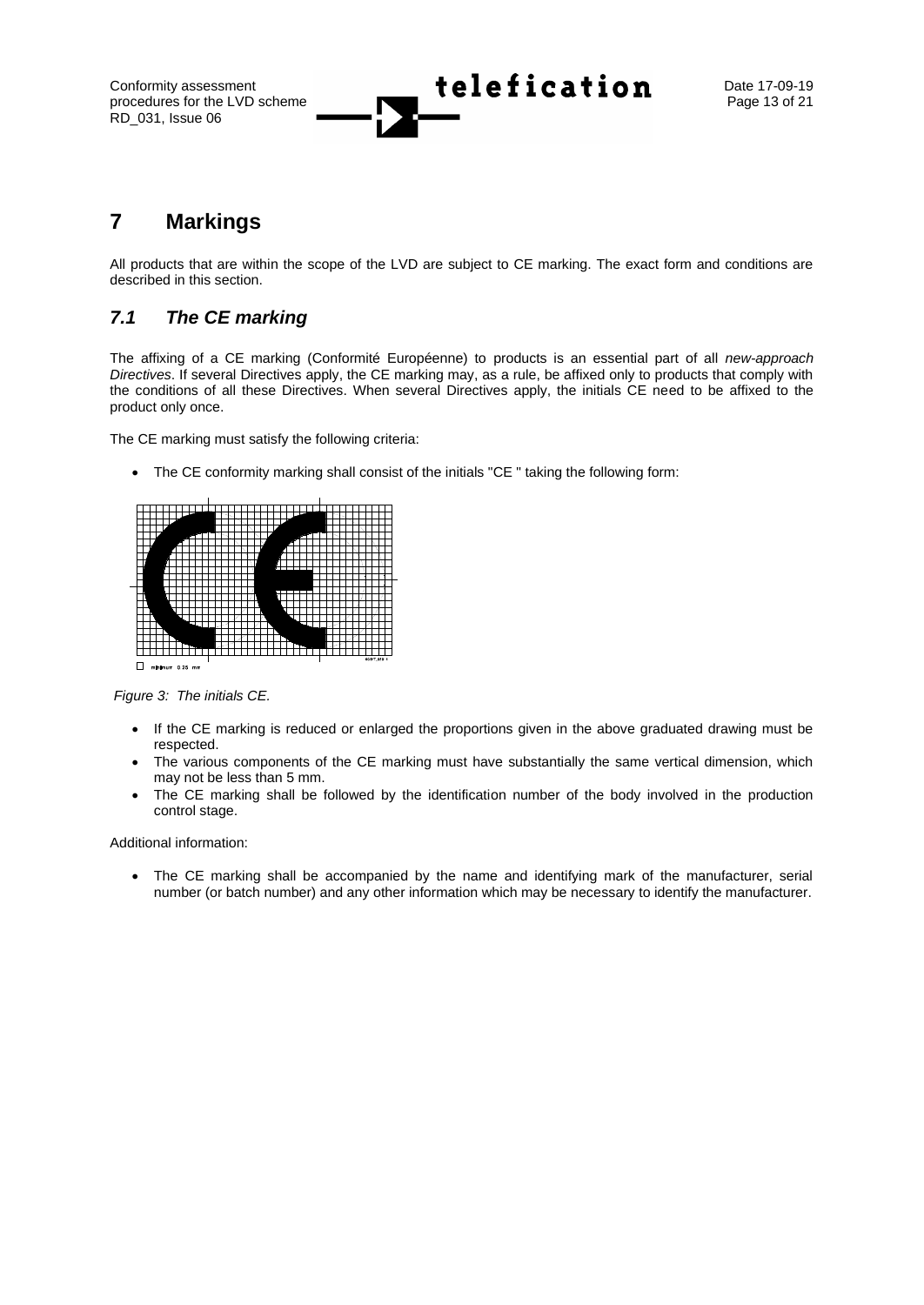# 7 Markings

All products that are within the scope of the LVD are subject to CE marking. The exact form and conditions are described in this section.

## 7.1 The CE marking

The affixing of a CE marking (Conformité Européenne) to products is an essential part of all *new-approach Directives*. If several Directives apply, the CE marking may, as a rule, be affixed only to products that comply with the conditions of all these Directives. When several Directives apply, the initials CE need to be affixed to the product only once.

The CE marking must satisfy the following criteria:

- The CE conformity marking shall consist of the initials "CE " taking the following form:

*Figure 3: The initials CE.*

- If the CE marking is reduced or enlarged the proportions given in the above graduated drawing must be respected.
- The various components of the CE marking must have substantially the same vertical dimension, which may not be less than 5 mm.
- The CE marking shall be followed by the identification number of the body involved in the production control stage.

Additional information:

- The CE marking shall be accompanied by the name and identifying mark of the manufacturer, serial number (or batch number) and any other information which may be necessary to identify the manufacturer.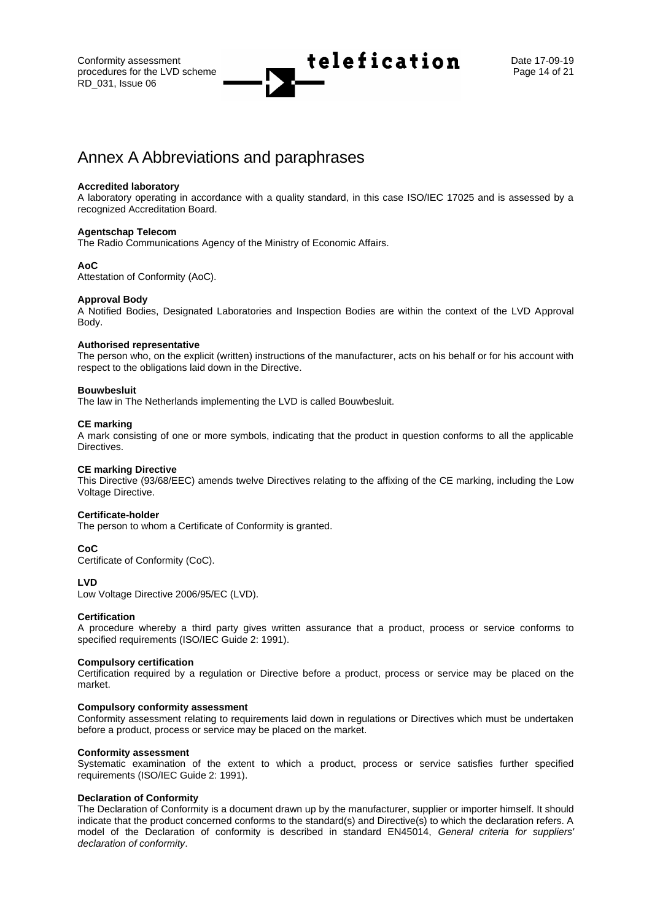# Annex A Abbreviations and paraphrases

**Accredited laboratory**
A laboratory operating in accordance with a quality standard, in this case ISO/IEC 17025 and is assessed by a recognized Accreditation Board.

**Agentschap Telecom**
The Radio Communications Agency of the Ministry of Economic Affairs.

**AoC**
Attestation of Conformity (AoC).

**Approval Body**
A Notified Bodies, Designated Laboratories and Inspection Bodies are within the context of the LVD Approval Body.

**Authorised representative**
The person who, on the explicit (written) instructions of the manufacturer, acts on his behalf or for his account with respect to the obligations laid down in the Directive.

**Bouwbesluit**
The law in The Netherlands implementing the LVD is called Bouwbesluit.

**CE marking**
A mark consisting of one or more symbols, indicating that the product in question conforms to all the applicable Directives.

**CE marking Directive**
This Directive (93/68/EEC) amends twelve Directives relating to the affixing of the CE marking, including the Low Voltage Directive.

**Certificate-holder**
The person to whom a Certificate of Conformity is granted.

**CoC**
Certificate of Conformity (CoC).

**LVD**
Low Voltage Directive 2006/95/EC (LVD).

**Certification**
A procedure whereby a third party gives written assurance that a product, process or service conforms to specified requirements (ISO/IEC Guide 2: 1991).

**Compulsory certification**
Certification required by a regulation or Directive before a product, process or service may be placed on the market.

**Compulsory conformity assessment**
Conformity assessment relating to requirements laid down in regulations or Directives which must be undertaken before a product, process or service may be placed on the market.

**Conformity assessment**
Systematic examination of the extent to which a product, process or service satisfies further specified requirements (ISO/IEC Guide 2: 1991).

**Declaration of Conformity**
The Declaration of Conformity is a document drawn up by the manufacturer, supplier or importer himself. It should indicate that the product concerned conforms to the standard(s) and Directive(s) to which the declaration refers. A model of the Declaration of conformity is described in standard EN45014, *General criteria for suppliers' declaration of conformity*.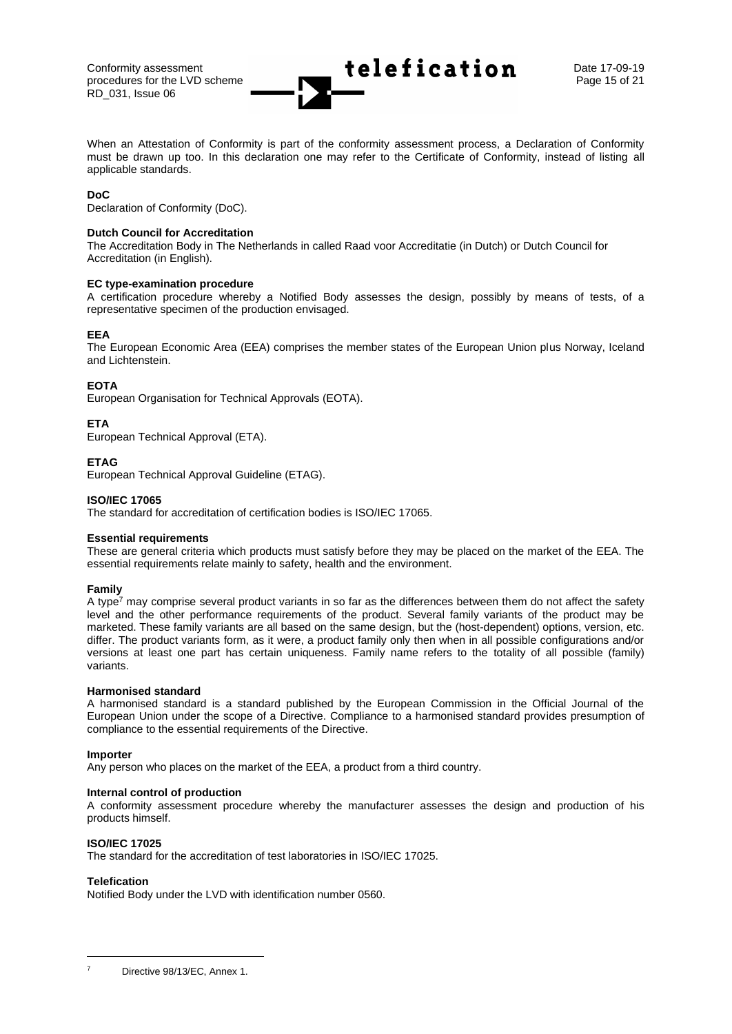When an Attestation of Conformity is part of the conformity assessment process, a Declaration of Conformity must be drawn up too. In this declaration one may refer to the Certificate of Conformity, instead of listing all applicable standards.

**DoC**
Declaration of Conformity (DoC).

**Dutch Council for Accreditation**
The Accreditation Body in The Netherlands in called Raad voor Accreditatie (in Dutch) or Dutch Council for Accreditation (in English).

**EC type-examination procedure**
A certification procedure whereby a Notified Body assesses the design, possibly by means of tests, of a representative specimen of the production envisaged.

**EEA**
The European Economic Area (EEA) comprises the member states of the European Union plus Norway, Iceland and Lichtenstein.

**EOTA**
European Organisation for Technical Approvals (EOTA).

**ETA**
European Technical Approval (ETA).

**ETAG**
European Technical Approval Guideline (ETAG).

**ISO/IEC 17065**
The standard for accreditation of certification bodies is ISO/IEC 17065.

**Essential requirements**
These are general criteria which products must satisfy before they may be placed on the market of the EEA. The essential requirements relate mainly to safety, health and the environment.

**Family**
A type[7] may comprise several product variants in so far as the differences between them do not affect the safety level and the other performance requirements of the product. Several family variants of the product may be marketed. These family variants are all based on the same design, but the (host-dependent) options, version, etc. differ. The product variants form, as it were, a product family only then when in all possible configurations and/or versions at least one part has certain uniqueness. Family name refers to the totality of all possible (family) variants.

**Harmonised standard**
A harmonised standard is a standard published by the European Commission in the Official Journal of the European Union under the scope of a Directive. Compliance to a harmonised standard provides presumption of compliance to the essential requirements of the Directive.

**Importer**
Any person who places on the market of the EEA, a product from a third country.

**Internal control of production**
A conformity assessment procedure whereby the manufacturer assesses the design and production of his products himself.

**ISO/IEC 17025**
The standard for the accreditation of test laboratories in ISO/IEC 17025.

**Telefication**
Notified Body under the LVD with identification number 0560.

---

[7] Directive 98/13/EC, Annex 1.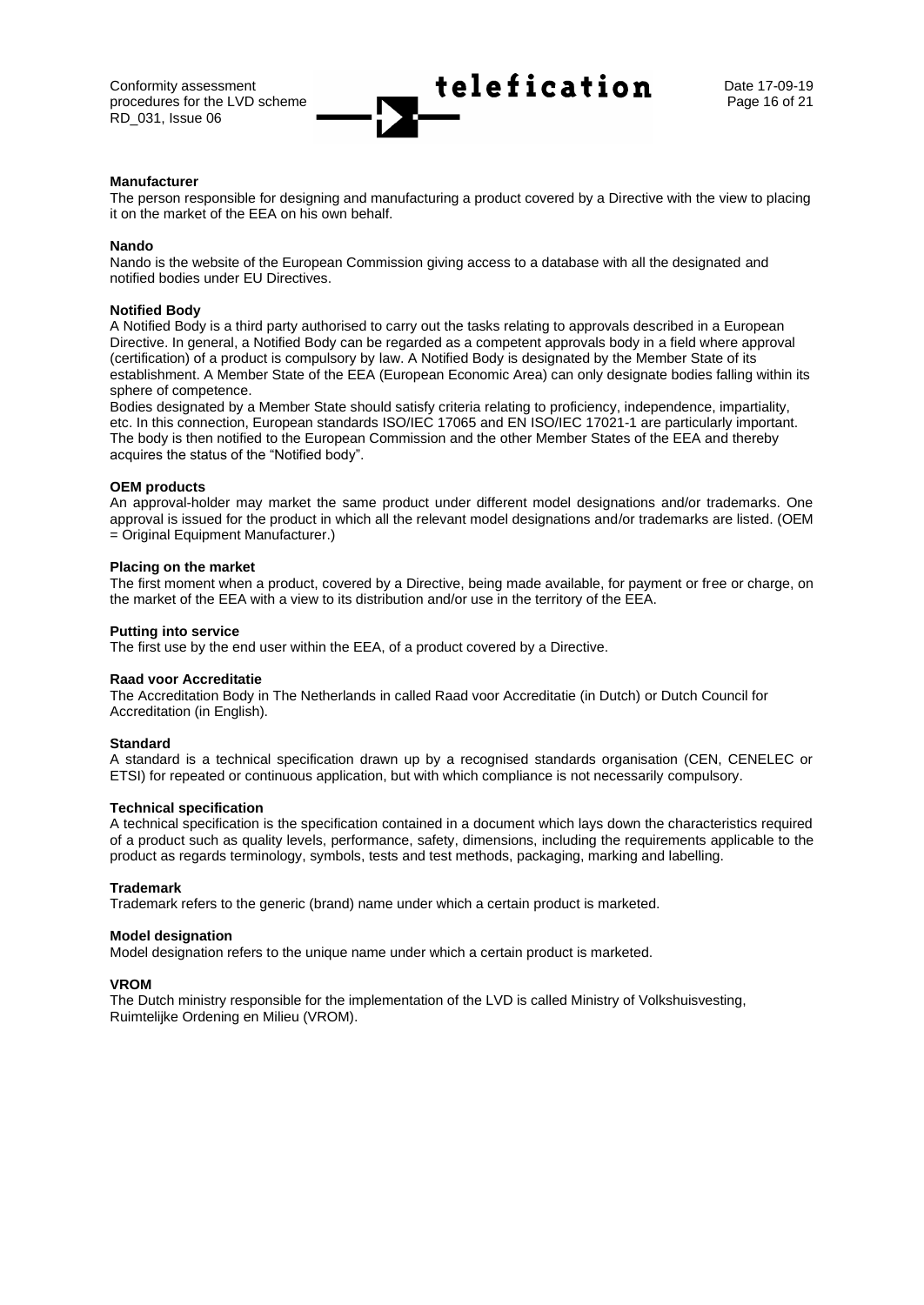**Manufacturer**
The person responsible for designing and manufacturing a product covered by a Directive with the view to placing it on the market of the EEA on his own behalf.

**Nando**
Nando is the website of the European Commission giving access to a database with all the designated and notified bodies under EU Directives.

**Notified Body**
A Notified Body is a third party authorised to carry out the tasks relating to approvals described in a European Directive. In general, a Notified Body can be regarded as a competent approvals body in a field where approval (certification) of a product is compulsory by law. A Notified Body is designated by the Member State of its establishment. A Member State of the EEA (European Economic Area) can only designate bodies falling within its sphere of competence.
Bodies designated by a Member State should satisfy criteria relating to proficiency, independence, impartiality, etc. In this connection, European standards ISO/IEC 17065 and EN ISO/IEC 17021-1 are particularly important. The body is then notified to the European Commission and the other Member States of the EEA and thereby acquires the status of the "Notified body".

**OEM products**
An approval-holder may market the same product under different model designations and/or trademarks. One approval is issued for the product in which all the relevant model designations and/or trademarks are listed. (OEM = Original Equipment Manufacturer.)

**Placing on the market**
The first moment when a product, covered by a Directive, being made available, for payment or free or charge, on the market of the EEA with a view to its distribution and/or use in the territory of the EEA.

**Putting into service**
The first use by the end user within the EEA, of a product covered by a Directive.

**Raad voor Accreditatie**
The Accreditation Body in The Netherlands in called Raad voor Accreditatie (in Dutch) or Dutch Council for Accreditation (in English).

**Standard**
A standard is a technical specification drawn up by a recognised standards organisation (CEN, CENELEC or ETSI) for repeated or continuous application, but with which compliance is not necessarily compulsory.

**Technical specification**
A technical specification is the specification contained in a document which lays down the characteristics required of a product such as quality levels, performance, safety, dimensions, including the requirements applicable to the product as regards terminology, symbols, tests and test methods, packaging, marking and labelling.

**Trademark**
Trademark refers to the generic (brand) name under which a certain product is marketed.

**Model designation**
Model designation refers to the unique name under which a certain product is marketed.

**VROM**
The Dutch ministry responsible for the implementation of the LVD is called Ministry of Volkshuisvesting, Ruimtelijke Ordening en Milieu (VROM).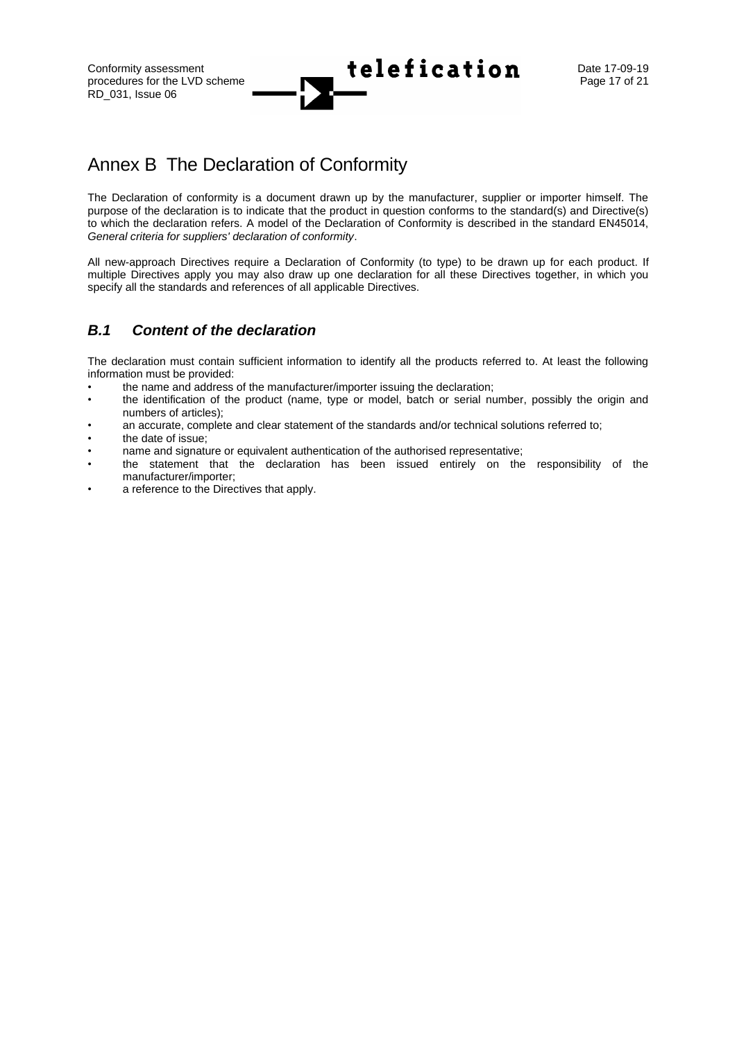# Annex B The Declaration of Conformity

The Declaration of conformity is a document drawn up by the manufacturer, supplier or importer himself. The purpose of the declaration is to indicate that the product in question conforms to the standard(s) and Directive(s) to which the declaration refers. A model of the Declaration of Conformity is described in the standard EN45014, *General criteria for suppliers' declaration of conformity*.

All new-approach Directives require a Declaration of Conformity (to type) to be drawn up for each product. If multiple Directives apply you may also draw up one declaration for all these Directives together, in which you specify all the standards and references of all applicable Directives.

## *B.1 Content of the declaration*

The declaration must contain sufficient information to identify all the products referred to. At least the following information must be provided:

- the name and address of the manufacturer/importer issuing the declaration;
- the identification of the product (name, type or model, batch or serial number, possibly the origin and numbers of articles);
- an accurate, complete and clear statement of the standards and/or technical solutions referred to;
- the date of issue;
- name and signature or equivalent authentication of the authorised representative;
- the statement that the declaration has been issued entirely on the responsibility of the manufacturer/importer;
- a reference to the Directives that apply.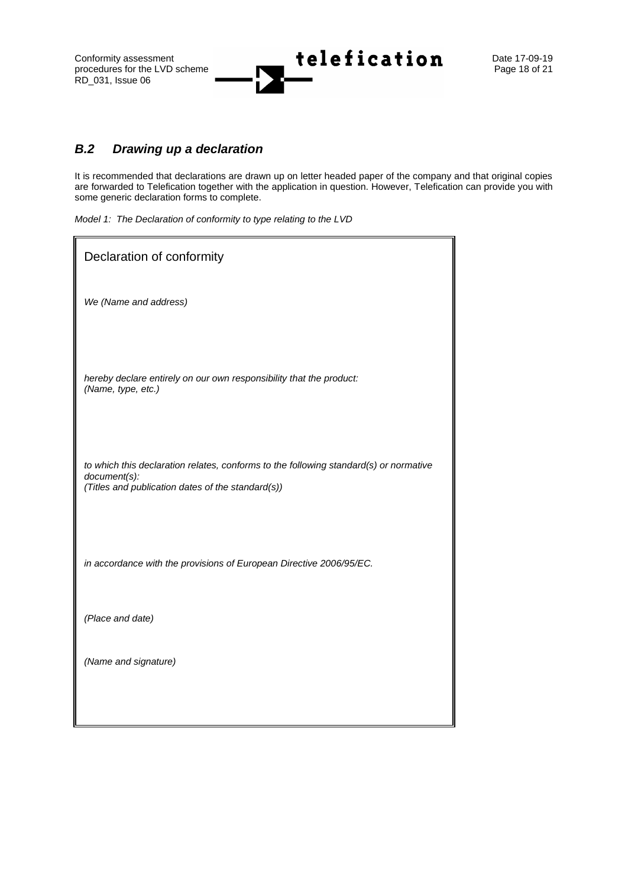## *B.2 Drawing up a declaration*

It is recommended that declarations are drawn up on letter headed paper of the company and that original copies are forwarded to Telefication together with the application in question. However, Telefication can provide you with some generic declaration forms to complete.

*Model 1: The Declaration of conformity to type relating to the LVD*

Declaration of conformity

*We (Name and address)*

*hereby declare entirely on our own responsibility that the product:*
*(Name, type, etc.)*

*to which this declaration relates, conforms to the following standard(s) or normative document(s):*
*(Titles and publication dates of the standard(s))*

*in accordance with the provisions of European Directive 2006/95/EC.*

*(Place and date)*

*(Name and signature)*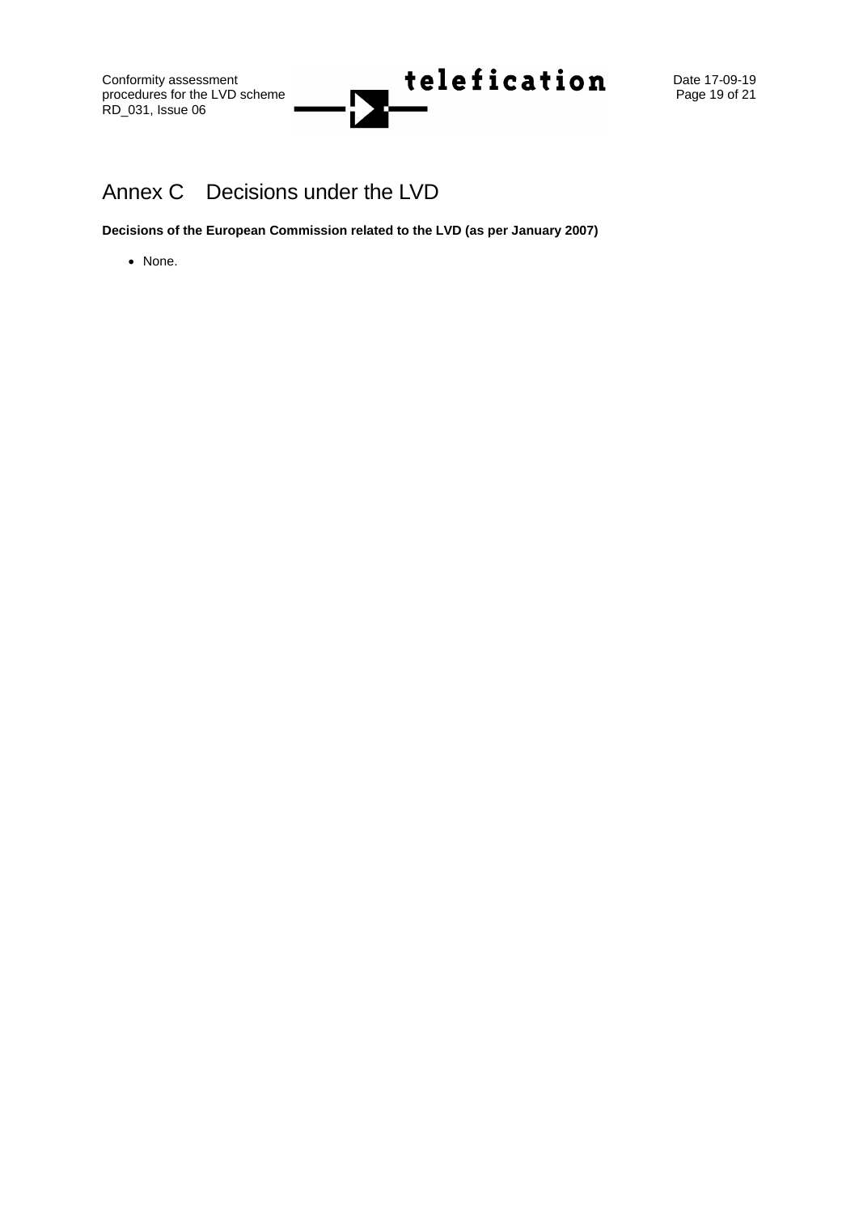# Annex C Decisions under the LVD

**Decisions of the European Commission related to the LVD (as per January 2007)**

- None.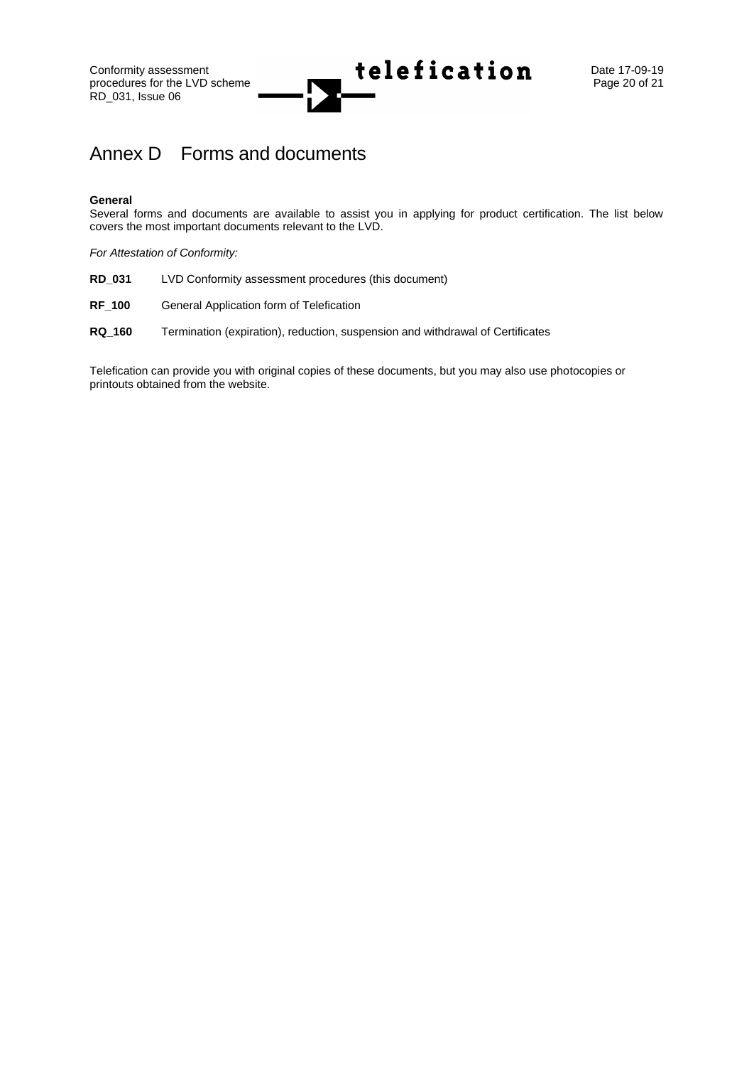# Annex D Forms and documents

**General**
Several forms and documents are available to assist you in applying for product certification. The list below covers the most important documents relevant to the LVD.

*For Attestation of Conformity:*

**RD_031** LVD Conformity assessment procedures (this document)

**RF_100** General Application form of Telefication

**RQ_160** Termination (expiration), reduction, suspension and withdrawal of Certificates

Telefication can provide you with original copies of these documents, but you may also use photocopies or printouts obtained from the website.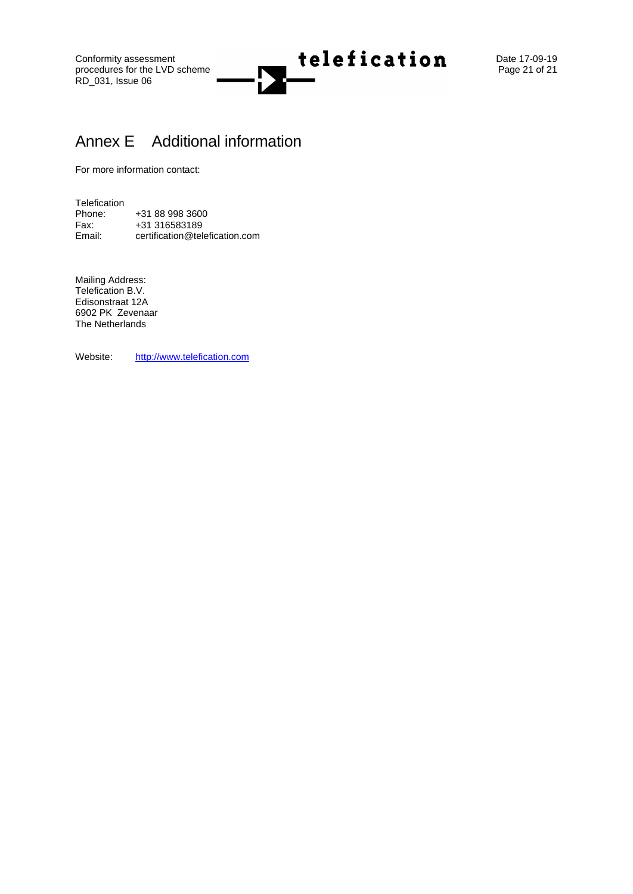# Annex E Additional information

For more information contact:

Telefication
Phone: +31 88 998 3600
Fax: +31 316583189
Email: certification@telefication.com

Mailing Address:
Telefication B.V.
Edisonstraat 12A
6902 PK Zevenaar
The Netherlands

Website: http://www.telefication.com